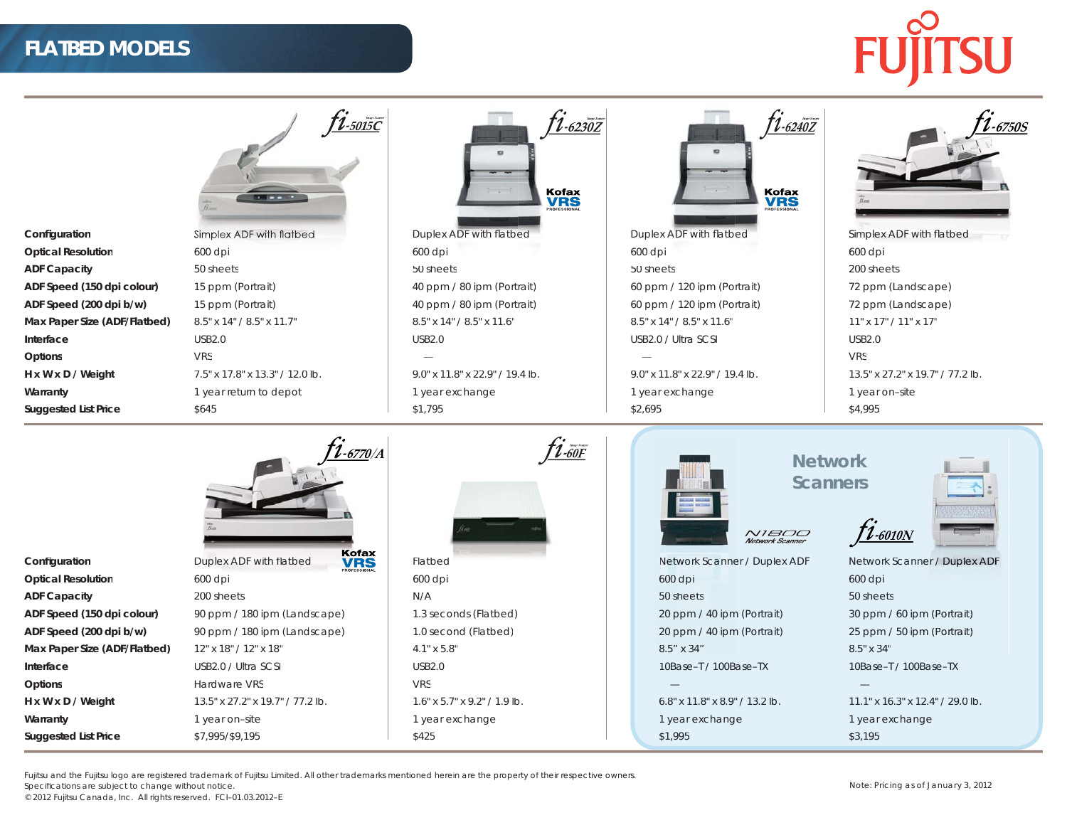# FLATBED MODELS

| | fi-5015C | fi-6230Z | fi-6240Z | fi-6750S |
|---|---|---|---|---|
| **Configuration** | Simplex ADF with flatbed | Duplex ADF with flatbed | Duplex ADF with flatbed | Simplex ADF with flatbed |
| **Optical Resolution** | 600 dpi | 600 dpi | 600 dpi | 600 dpi |
| **ADF Capacity** | 50 sheets | 50 sheets | 50 sheets | 200 sheets |
| **ADF Speed (150 dpi colour)** | 15 ppm (Portrait) | 40 ppm / 80 ipm (Portrait) | 60 ppm / 120 ipm (Portrait) | 72 ppm (Landscape) |
| **ADF Speed (200 dpi b/w)** | 15 ppm (Portrait) | 40 ppm / 80 ipm (Portrait) | 60 ppm / 120 ipm (Portrait) | 72 ppm (Landscape) |
| **Max Paper Size (ADF/Flatbed)** | 8.5" x 14" / 8.5" x 11.7" | 8.5" x 14" / 8.5" x 11.6" | 8.5" x 14" / 8.5" x 11.6" | 11" x 17" / 11" x 17" |
| **Interface** | USB2.0 | USB2.0 | USB2.0 / Ultra SCSI | USB2.0 |
| **Options** | VRS | — | — | VRS |
| **H x W x D / Weight** | 7.5" x 17.8" x 13.3" / 12.0 lb. | 9.0" x 11.8" x 22.9" / 19.4 lb. | 9.0" x 11.8" x 22.9" / 19.4 lb. | 13.5" x 27.2" x 19.7" / 77.2 lb. |
| **Warranty** | 1 year return to depot | 1 year exchange | 1 year exchange | 1 year on–site |
| **Suggested List Price** | $645 | $1,795 | $2,695 | $4,995 |

## Network Scanners

| | fi-6770/A | fi-60F | N1800 Network Scanner | fi-6010N |
|---|---|---|---|---|
| **Configuration** | Duplex ADF with flatbed | Flatbed | Network Scanner / Duplex ADF | Network Scanner / Duplex ADF |
| **Optical Resolution** | 600 dpi | 600 dpi | 600 dpi | 600 dpi |
| **ADF Capacity** | 200 sheets | N/A | 50 sheets | 50 sheets |
| **ADF Speed (150 dpi colour)** | 90 ppm / 180 ipm (Landscape) | 1.3 seconds (Flatbed) | 20 ppm / 40 ipm (Portrait) | 30 ppm / 60 ipm (Portrait) |
| **ADF Speed (200 dpi b/w)** | 90 ppm / 180 ipm (Landscape) | 1.0 second (Flatbed) | 20 ppm / 40 ipm (Portrait) | 25 ppm / 50 ipm (Portrait) |
| **Max Paper Size (ADF/Flatbed)** | 12" x 18" / 12" x 18" | 4.1" x 5.8" | 8.5" x 34" | 8.5" x 34" |
| **Interface** | USB2.0 / Ultra SCSI | USB2.0 | 10Base–T / 100Base–TX | 10Base–T / 100Base–TX |
| **Options** | Hardware VRS | VRS | — | — |
| **H x W x D / Weight** | 13.5" x 27.2" x 19.7" / 77.2 lb. | 1.6" x 5.7" x 9.2" / 1.9 lb. | 6.8" x 11.8" x 8.9" / 13.2 lb. | 11.1" x 16.3" x 12.4" / 29.0 lb. |
| **Warranty** | 1 year on–site | 1 year exchange | 1 year exchange | 1 year exchange |
| **Suggested List Price** | $7,995/$9,195 | $425 | $1,995 | $3,195 |

Fujitsu and the Fujitsu logo are registered trademark of Fujitsu Limited. All other trademarks mentioned herein are the property of their respective owners.
Specifications are subject to change without notice.
© 2012 Fujitsu Canada, Inc. All rights reserved. FCI–01.03.2012–E

Note: Pricing as of January 3, 2012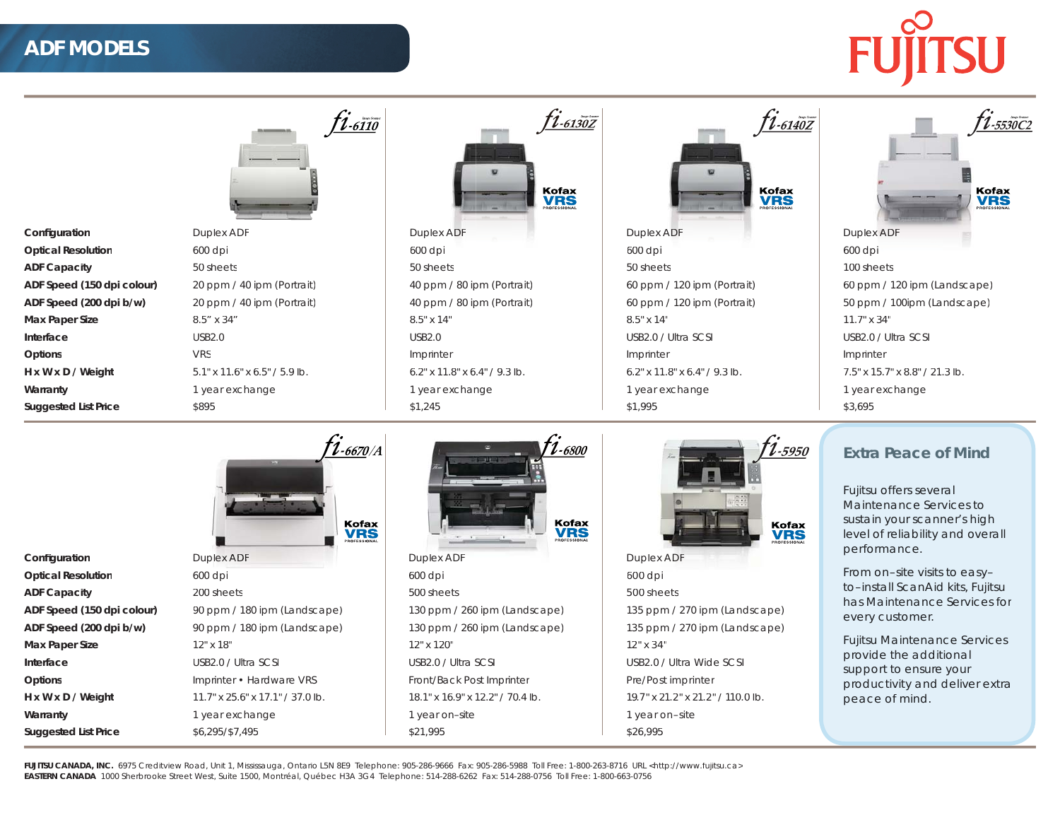# ADF MODELS

FUJITSU

| | fi-6110 | fi-6130Z | fi-6140Z | fi-5530C2 |
|---|---|---|---|---|
| **Configuration** | Duplex ADF | Duplex ADF | Duplex ADF | Duplex ADF |
| **Optical Resolution** | 600 dpi | 600 dpi | 600 dpi | 600 dpi |
| **ADF Capacity** | 50 sheets | 50 sheets | 50 sheets | 100 sheets |
| **ADF Speed (150 dpi colour)** | 20 ppm / 40 ipm (Portrait) | 40 ppm / 80 ipm (Portrait) | 60 ppm / 120 ipm (Portrait) | 60 ppm / 120 ipm (Landscape) |
| **ADF Speed (200 dpi b/w)** | 20 ppm / 40 ipm (Portrait) | 40 ppm / 80 ipm (Portrait) | 60 ppm / 120 ipm (Portrait) | 50 ppm / 100ipm (Landscape) |
| **Max Paper Size** | 8.5” x 34” | 8.5" x 14" | 8.5" x 14" | 11.7" x 34" |
| **Interface** | USB2.0 | USB2.0 | USB2.0 / Ultra SCSI | USB2.0 / Ultra SCSI |
| **Options** | VRS | Imprinter | Imprinter | Imprinter |
| **H x W x D / Weight** | 5.1" x 11.6" x 6.5" / 5.9 lb. | 6.2" x 11.8" x 6.4" / 9.3 lb. | 6.2" x 11.8" x 6.4" / 9.3 lb. | 7.5" x 15.7" x 8.8" / 21.3 lb. |
| **Warranty** | 1 year exchange | 1 year exchange | 1 year exchange | 1 year exchange |
| **Suggested List Price** | $895 | $1,245 | $1,995 | $3,695 |

| | fi-6670/A | fi-6800 | fi-5950 |
|---|---|---|---|
| **Configuration** | Duplex ADF | Duplex ADF | Duplex ADF |
| **Optical Resolution** | 600 dpi | 600 dpi | 600 dpi |
| **ADF Capacity** | 200 sheets | 500 sheets | 500 sheets |
| **ADF Speed (150 dpi colour)** | 90 ppm / 180 ipm (Landscape) | 130 ppm / 260 ipm (Landscape) | 135 ppm / 270 ipm (Landscape) |
| **ADF Speed (200 dpi b/w)** | 90 ppm / 180 ipm (Landscape) | 130 ppm / 260 ipm (Landscape) | 135 ppm / 270 ipm (Landscape) |
| **Max Paper Size** | 12" x 18" | 12" x 120" | 12" x 34" |
| **Interface** | USB2.0 / Ultra SCSI | USB2.0 / Ultra SCSI | USB2.0 / Ultra Wide SCSI |
| **Options** | Imprinter • Hardware VRS | Front/Back Post Imprinter | Pre/Post imprinter |
| **H x W x D / Weight** | 11.7" x 25.6" x 17.1" / 37.0 lb. | 18.1" x 16.9" x 12.2" / 70.4 lb. | 19.7" x 21.2" x 21.2" / 110.0 lb. |
| **Warranty** | 1 year exchange | 1 year on–site | 1 year on–site |
| **Suggested List Price** | $6,295/$7,495 | $21,995 | $26,995 |

## Extra Peace of Mind

Fujitsu offers several Maintenance Services to sustain your scanner’s high level of reliability and overall performance.

From on–site visits to easy–to–install ScanAid kits, Fujitsu has Maintenance Services for every customer.

Fujitsu Maintenance Services provide the additional support to ensure your productivity and deliver extra peace of mind.

**FUJITSU CANADA, INC.** 6975 Creditview Road, Unit 1, Mississauga, Ontario L5N 8E9 Telephone: 905-286-9666 Fax: 905-286-5988 Toll Free: 1-800-263-8716 URL <http://www.fujitsu.ca>
**EASTERN CANADA** 1000 Sherbrooke Street West, Suite 1500, Montréal, Québec H3A 3G4 Telephone: 514-288-6262 Fax: 514-288-0756 Toll Free: 1-800-663-0756